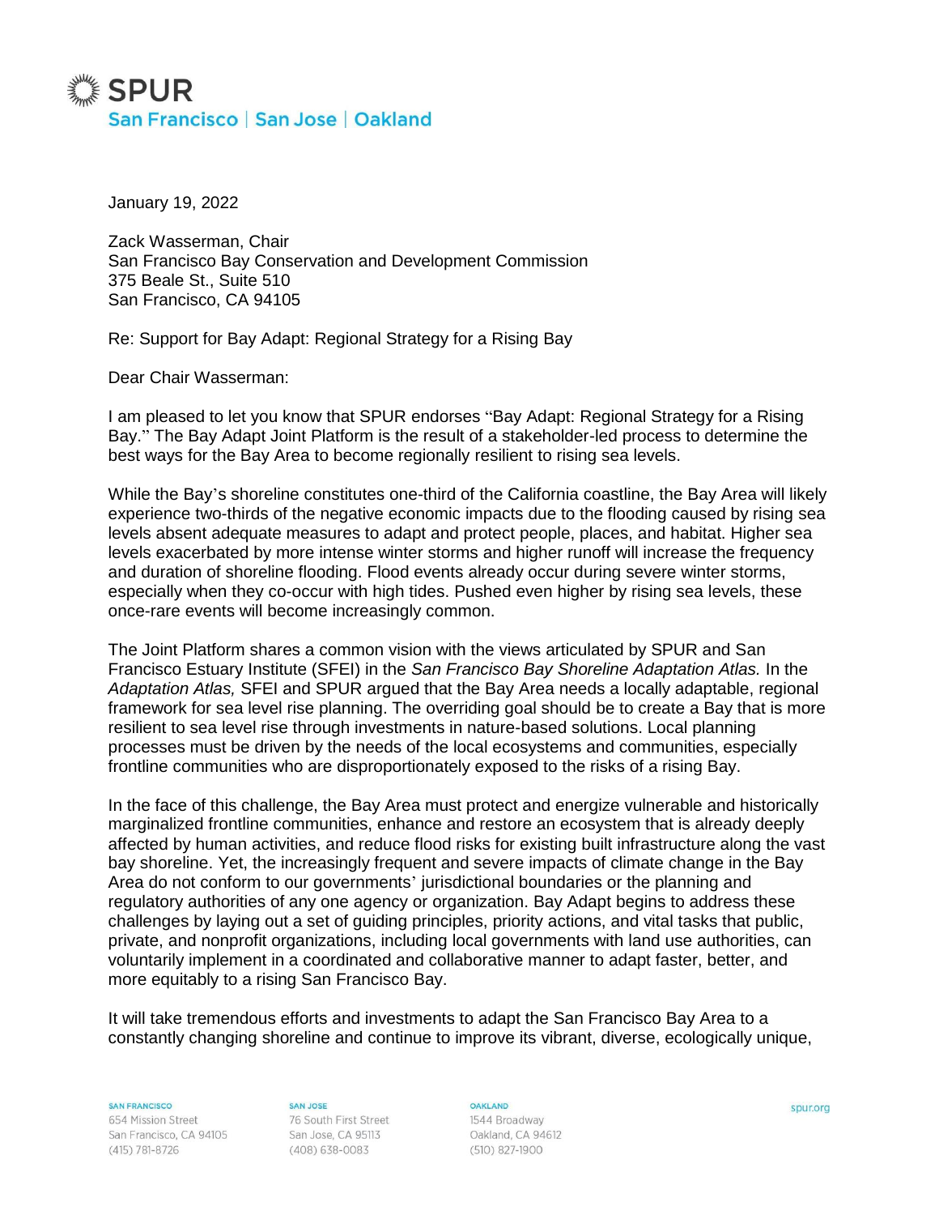# SPUR

San Francisco | San Jose | Oakland

January 19, 2022

Zack Wasserman, Chair
San Francisco Bay Conservation and Development Commission
375 Beale St., Suite 510
San Francisco, CA 94105

Re: Support for Bay Adapt: Regional Strategy for a Rising Bay

Dear Chair Wasserman:

I am pleased to let you know that SPUR endorses "Bay Adapt: Regional Strategy for a Rising Bay." The Bay Adapt Joint Platform is the result of a stakeholder-led process to determine the best ways for the Bay Area to become regionally resilient to rising sea levels.

While the Bay's shoreline constitutes one-third of the California coastline, the Bay Area will likely experience two-thirds of the negative economic impacts due to the flooding caused by rising sea levels absent adequate measures to adapt and protect people, places, and habitat. Higher sea levels exacerbated by more intense winter storms and higher runoff will increase the frequency and duration of shoreline flooding. Flood events already occur during severe winter storms, especially when they co-occur with high tides. Pushed even higher by rising sea levels, these once-rare events will become increasingly common.

The Joint Platform shares a common vision with the views articulated by SPUR and San Francisco Estuary Institute (SFEI) in the *San Francisco Bay Shoreline Adaptation Atlas.* In the *Adaptation Atlas,* SFEI and SPUR argued that the Bay Area needs a locally adaptable, regional framework for sea level rise planning. The overriding goal should be to create a Bay that is more resilient to sea level rise through investments in nature-based solutions. Local planning processes must be driven by the needs of the local ecosystems and communities, especially frontline communities who are disproportionately exposed to the risks of a rising Bay.

In the face of this challenge, the Bay Area must protect and energize vulnerable and historically marginalized frontline communities, enhance and restore an ecosystem that is already deeply affected by human activities, and reduce flood risks for existing built infrastructure along the vast bay shoreline. Yet, the increasingly frequent and severe impacts of climate change in the Bay Area do not conform to our governments' jurisdictional boundaries or the planning and regulatory authorities of any one agency or organization. Bay Adapt begins to address these challenges by laying out a set of guiding principles, priority actions, and vital tasks that public, private, and nonprofit organizations, including local governments with land use authorities, can voluntarily implement in a coordinated and collaborative manner to adapt faster, better, and more equitably to a rising San Francisco Bay.

It will take tremendous efforts and investments to adapt the San Francisco Bay Area to a constantly changing shoreline and continue to improve its vibrant, diverse, ecologically unique,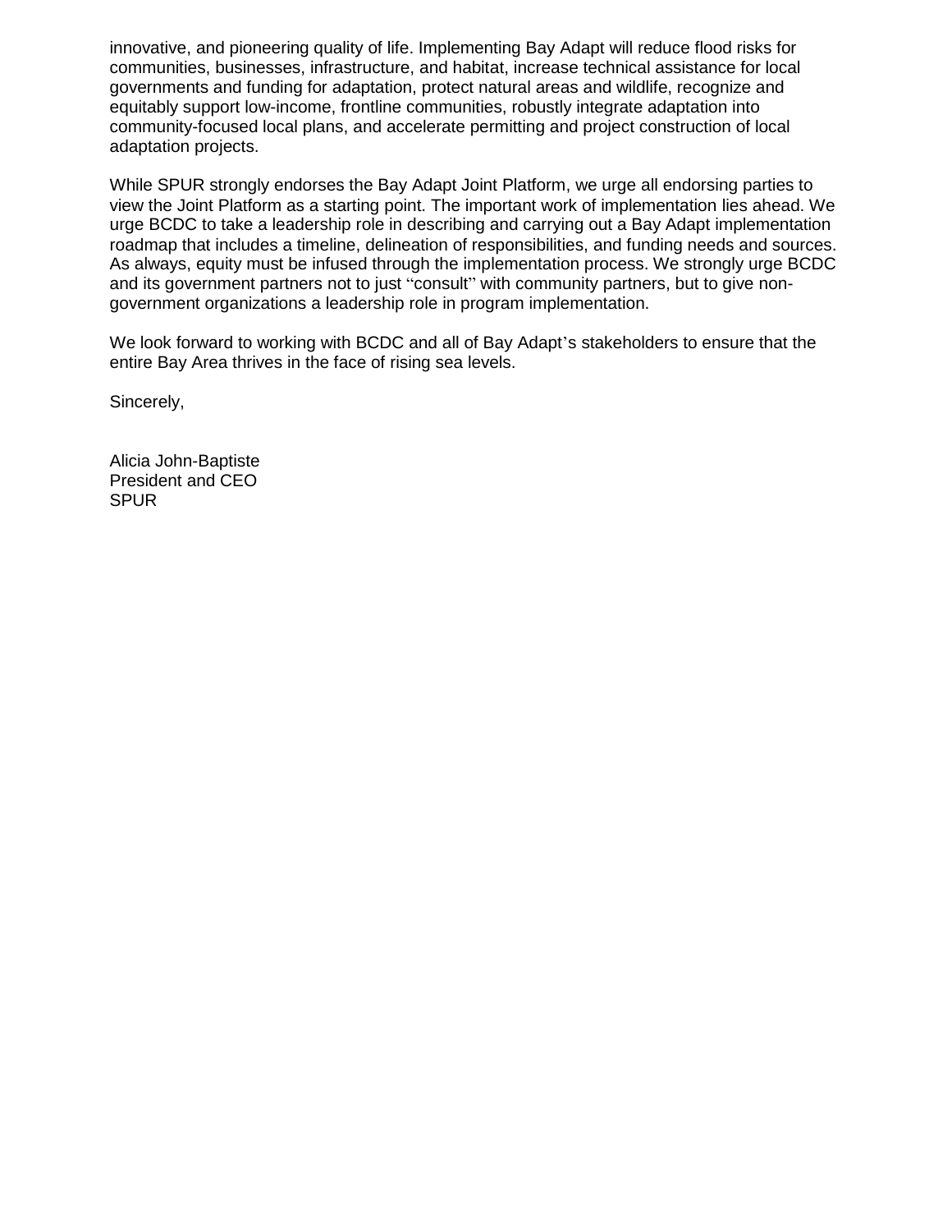innovative, and pioneering quality of life. Implementing Bay Adapt will reduce flood risks for communities, businesses, infrastructure, and habitat, increase technical assistance for local governments and funding for adaptation, protect natural areas and wildlife, recognize and equitably support low-income, frontline communities, robustly integrate adaptation into community-focused local plans, and accelerate permitting and project construction of local adaptation projects.

While SPUR strongly endorses the Bay Adapt Joint Platform, we urge all endorsing parties to view the Joint Platform as a starting point. The important work of implementation lies ahead. We urge BCDC to take a leadership role in describing and carrying out a Bay Adapt implementation roadmap that includes a timeline, delineation of responsibilities, and funding needs and sources. As always, equity must be infused through the implementation process. We strongly urge BCDC and its government partners not to just "consult" with community partners, but to give non-government organizations a leadership role in program implementation.

We look forward to working with BCDC and all of Bay Adapt's stakeholders to ensure that the entire Bay Area thrives in the face of rising sea levels.

Sincerely,

Alicia John-Baptiste
President and CEO
SPUR